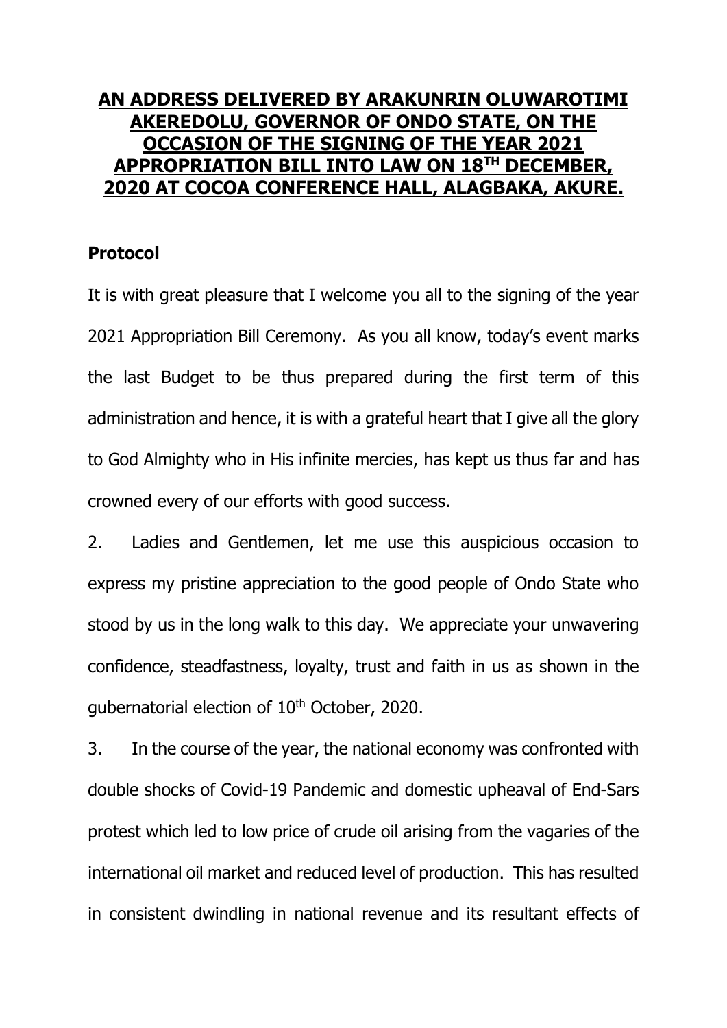**AN ADDRESS DELIVERED BY ARAKUNRIN OLUWAROTIMI AKEREDOLU, GOVERNOR OF ONDO STATE, ON THE OCCASION OF THE SIGNING OF THE YEAR 2021 APPROPRIATION BILL INTO LAW ON 18TH DECEMBER, 2020 AT COCOA CONFERENCE HALL, ALAGBAKA, AKURE.**

**Protocol**

It is with great pleasure that I welcome you all to the signing of the year 2021 Appropriation Bill Ceremony. As you all know, today's event marks the last Budget to be thus prepared during the first term of this administration and hence, it is with a grateful heart that I give all the glory to God Almighty who in His infinite mercies, has kept us thus far and has crowned every of our efforts with good success.

2. Ladies and Gentlemen, let me use this auspicious occasion to express my pristine appreciation to the good people of Ondo State who stood by us in the long walk to this day. We appreciate your unwavering confidence, steadfastness, loyalty, trust and faith in us as shown in the gubernatorial election of 10th October, 2020.

3. In the course of the year, the national economy was confronted with double shocks of Covid-19 Pandemic and domestic upheaval of End-Sars protest which led to low price of crude oil arising from the vagaries of the international oil market and reduced level of production. This has resulted in consistent dwindling in national revenue and its resultant effects of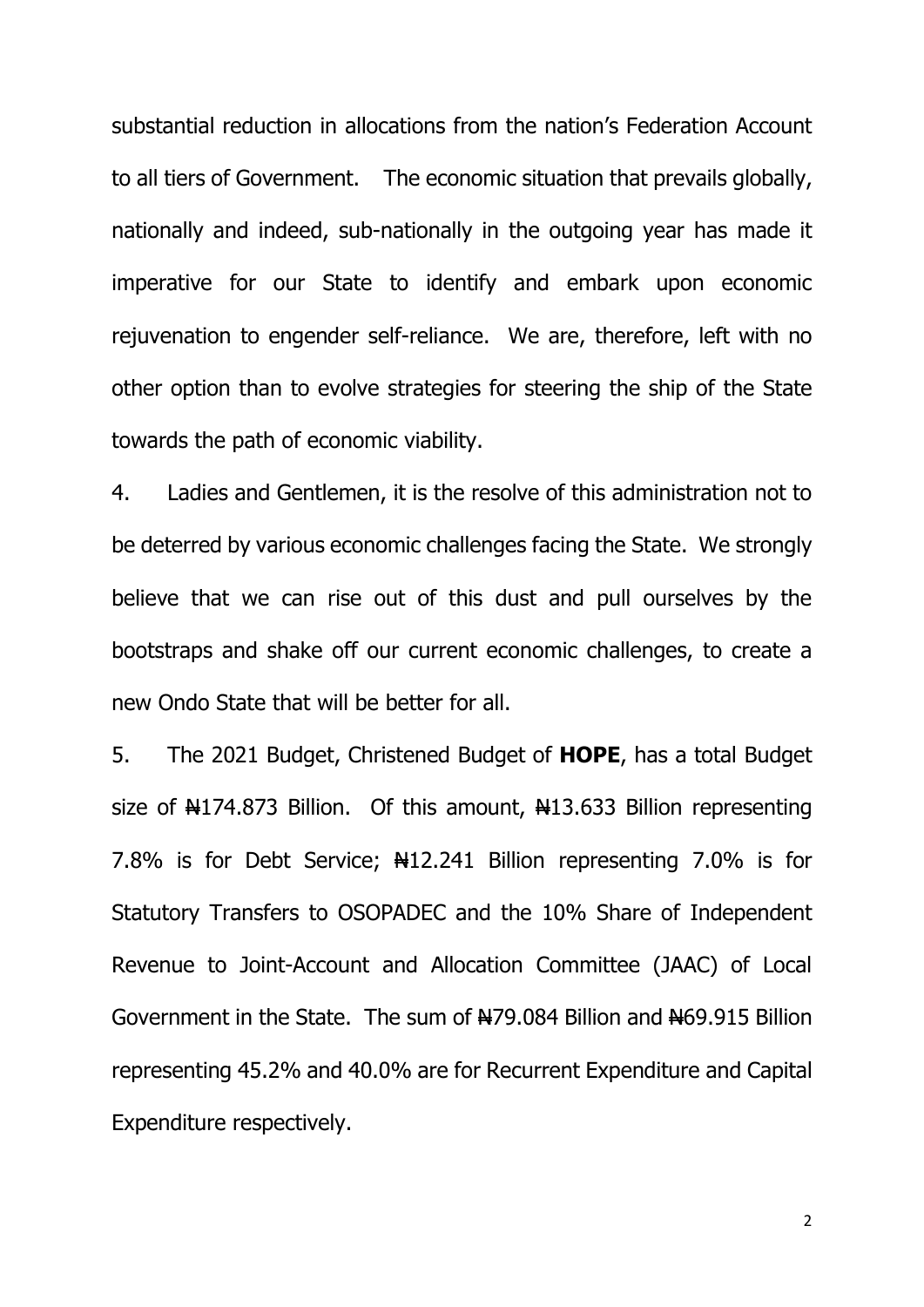substantial reduction in allocations from the nation's Federation Account to all tiers of Government. The economic situation that prevails globally, nationally and indeed, sub-nationally in the outgoing year has made it imperative for our State to identify and embark upon economic rejuvenation to engender self-reliance. We are, therefore, left with no other option than to evolve strategies for steering the ship of the State towards the path of economic viability.

4. Ladies and Gentlemen, it is the resolve of this administration not to be deterred by various economic challenges facing the State. We strongly believe that we can rise out of this dust and pull ourselves by the bootstraps and shake off our current economic challenges, to create a new Ondo State that will be better for all.

5. The 2021 Budget, Christened Budget of **HOPE**, has a total Budget size of ₦174.873 Billion. Of this amount, ₦13.633 Billion representing 7.8% is for Debt Service; ₦12.241 Billion representing 7.0% is for Statutory Transfers to OSOPADEC and the 10% Share of Independent Revenue to Joint-Account and Allocation Committee (JAAC) of Local Government in the State. The sum of ₦79.084 Billion and ₦69.915 Billion representing 45.2% and 40.0% are for Recurrent Expenditure and Capital Expenditure respectively.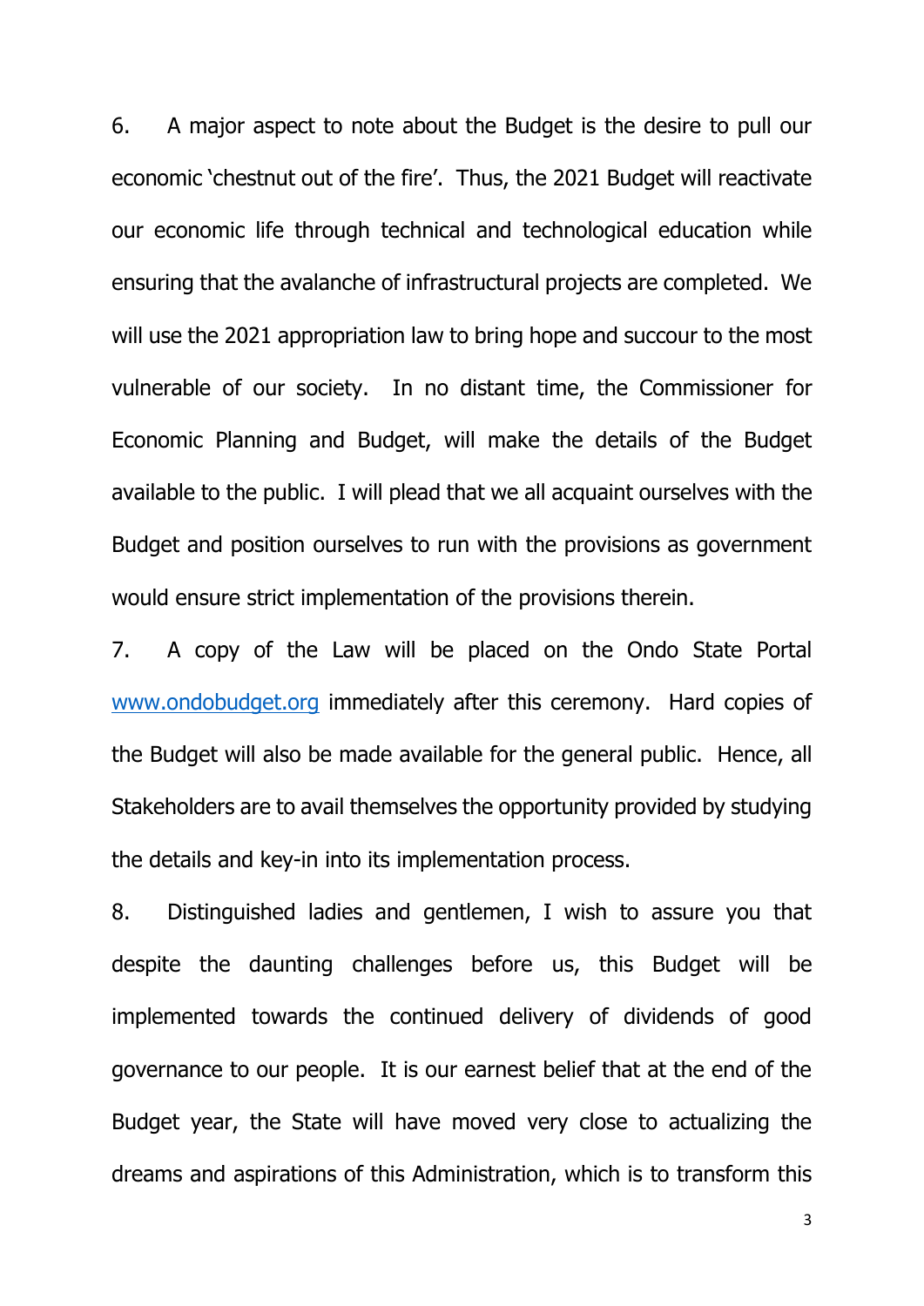6. A major aspect to note about the Budget is the desire to pull our economic 'chestnut out of the fire'. Thus, the 2021 Budget will reactivate our economic life through technical and technological education while ensuring that the avalanche of infrastructural projects are completed. We will use the 2021 appropriation law to bring hope and succour to the most vulnerable of our society. In no distant time, the Commissioner for Economic Planning and Budget, will make the details of the Budget available to the public. I will plead that we all acquaint ourselves with the Budget and position ourselves to run with the provisions as government would ensure strict implementation of the provisions therein.

7. A copy of the Law will be placed on the Ondo State Portal [www.ondobudget.org](http://www.ondobudget.org) immediately after this ceremony. Hard copies of the Budget will also be made available for the general public. Hence, all Stakeholders are to avail themselves the opportunity provided by studying the details and key-in into its implementation process.

8. Distinguished ladies and gentlemen, I wish to assure you that despite the daunting challenges before us, this Budget will be implemented towards the continued delivery of dividends of good governance to our people. It is our earnest belief that at the end of the Budget year, the State will have moved very close to actualizing the dreams and aspirations of this Administration, which is to transform this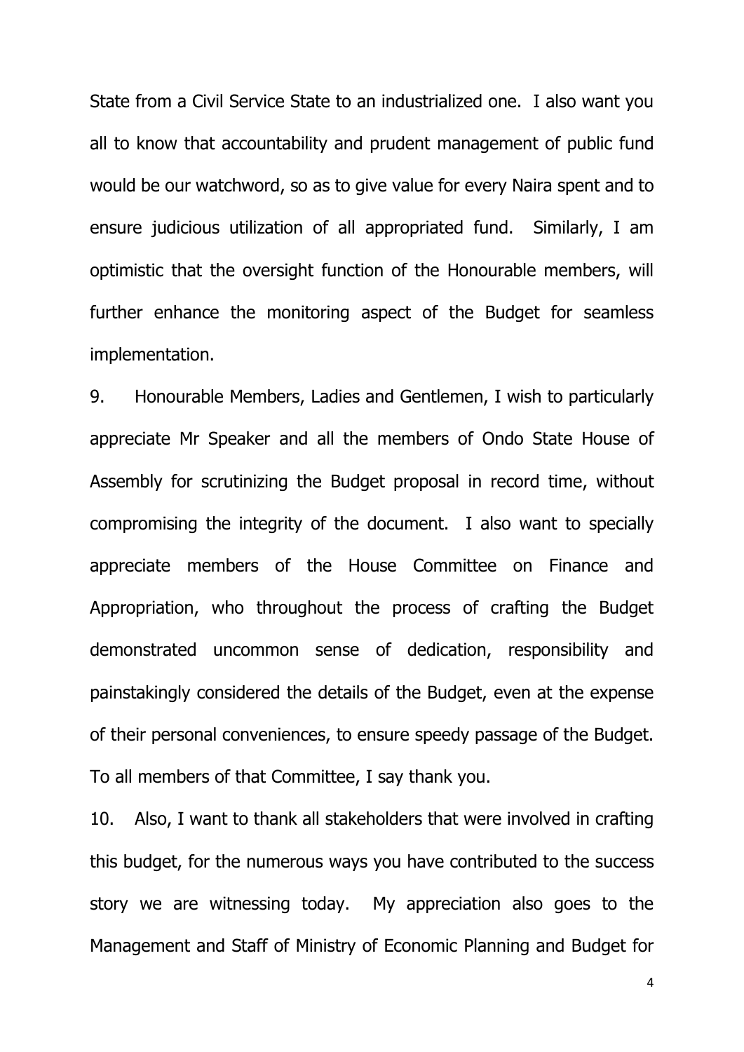State from a Civil Service State to an industrialized one. I also want you all to know that accountability and prudent management of public fund would be our watchword, so as to give value for every Naira spent and to ensure judicious utilization of all appropriated fund. Similarly, I am optimistic that the oversight function of the Honourable members, will further enhance the monitoring aspect of the Budget for seamless implementation.

9. Honourable Members, Ladies and Gentlemen, I wish to particularly appreciate Mr Speaker and all the members of Ondo State House of Assembly for scrutinizing the Budget proposal in record time, without compromising the integrity of the document. I also want to specially appreciate members of the House Committee on Finance and Appropriation, who throughout the process of crafting the Budget demonstrated uncommon sense of dedication, responsibility and painstakingly considered the details of the Budget, even at the expense of their personal conveniences, to ensure speedy passage of the Budget. To all members of that Committee, I say thank you.

10. Also, I want to thank all stakeholders that were involved in crafting this budget, for the numerous ways you have contributed to the success story we are witnessing today. My appreciation also goes to the Management and Staff of Ministry of Economic Planning and Budget for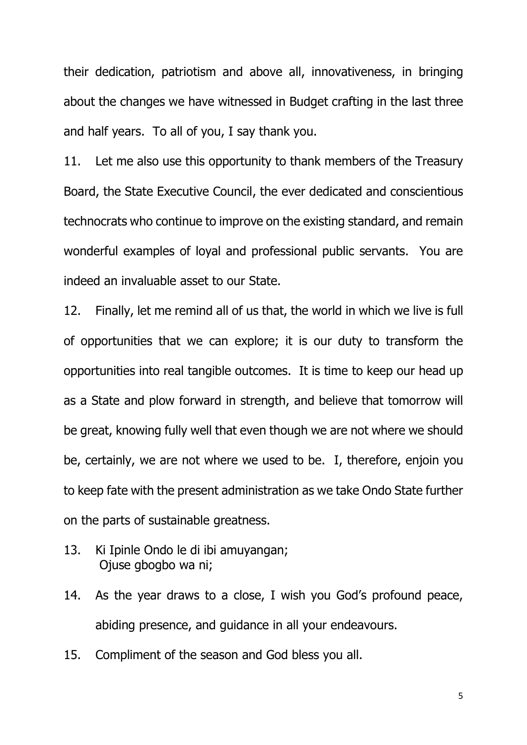their dedication, patriotism and above all, innovativeness, in bringing about the changes we have witnessed in Budget crafting in the last three and half years. To all of you, I say thank you.

11. Let me also use this opportunity to thank members of the Treasury Board, the State Executive Council, the ever dedicated and conscientious technocrats who continue to improve on the existing standard, and remain wonderful examples of loyal and professional public servants. You are indeed an invaluable asset to our State.

12. Finally, let me remind all of us that, the world in which we live is full of opportunities that we can explore; it is our duty to transform the opportunities into real tangible outcomes. It is time to keep our head up as a State and plow forward in strength, and believe that tomorrow will be great, knowing fully well that even though we are not where we should be, certainly, we are not where we used to be. I, therefore, enjoin you to keep fate with the present administration as we take Ondo State further on the parts of sustainable greatness.

13. Ki Ipinle Ondo le di ibi amuyangan;
 Ojuse gbogbo wa ni;

14. As the year draws to a close, I wish you God's profound peace, abiding presence, and guidance in all your endeavours.

15. Compliment of the season and God bless you all.